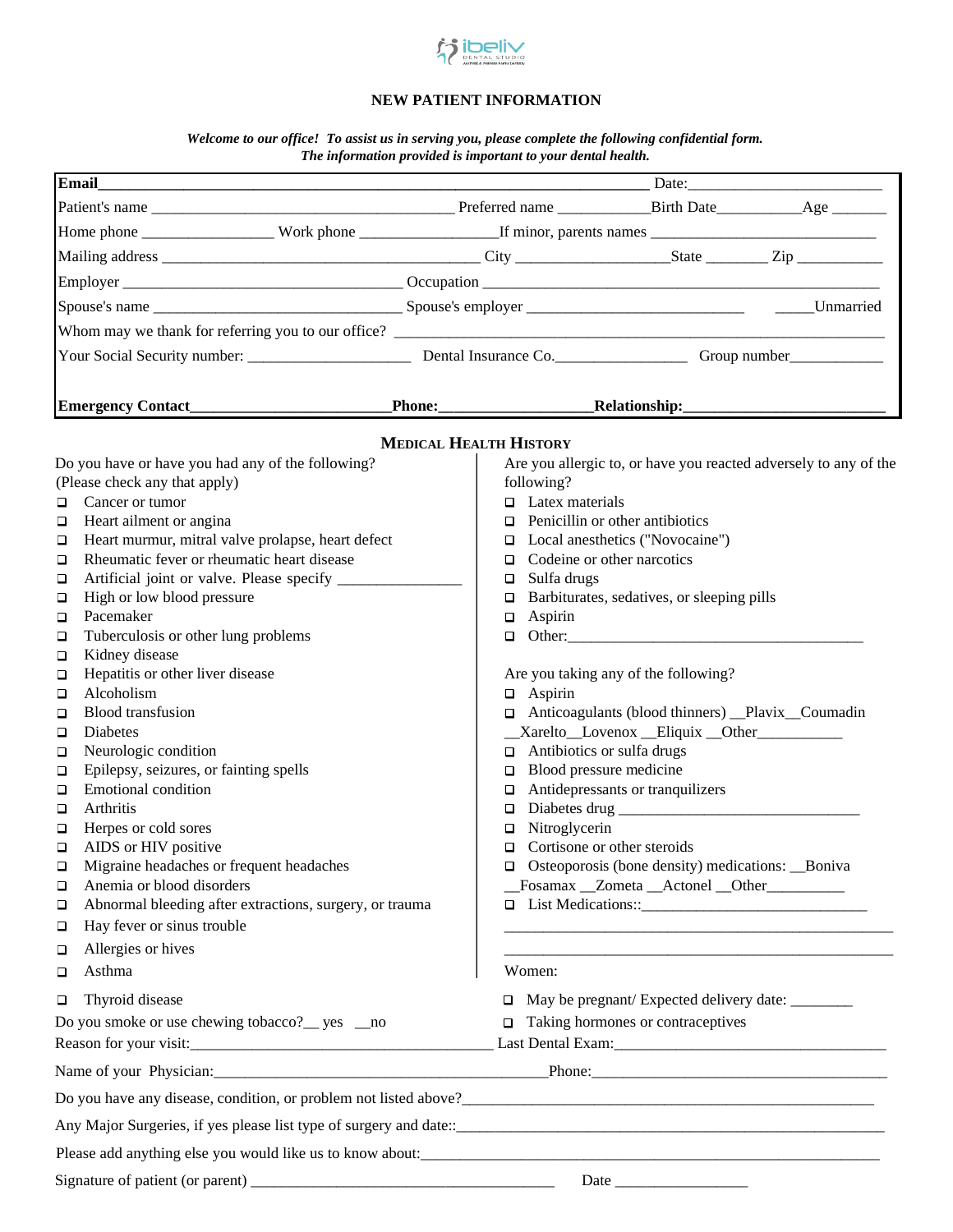# NEW PATIENT INFORMATION

***Welcome to our office! To assist us in serving you, please complete the following confidential form. The information provided is important to your dental health.***

**Email**_____________________________________________ Date:________________________

Patient's name _________________________________ Preferred name ___________Birth Date__________Age _______

Home phone ________________ Work phone ________________If minor, parents names ___________________________

Mailing address ______________________________________ City __________________State ________ Zip ___________

Employer ________________________________ Occupation ________________________________________________

Spouse's name _____________________________ Spouse's employer ___________________________ _____Unmarried

Whom may we thank for referring you to our office? ______________________________________________________

Your Social Security number: ____________________ Dental Insurance Co.________________ Group number___________

**Emergency Contact**________________________**Phone:**__________________**Relationship:**________________________

## MEDICAL HEALTH HISTORY

Do you have or have you had any of the following?
(Please check any that apply)

- ❑ Cancer or tumor
- ❑ Heart ailment or angina
- ❑ Heart murmur, mitral valve prolapse, heart defect
- ❑ Rheumatic fever or rheumatic heart disease
- ❑ Artificial joint or valve. Please specify _______________
- ❑ High or low blood pressure
- ❑ Pacemaker
- ❑ Tuberculosis or other lung problems
- ❑ Kidney disease
- ❑ Hepatitis or other liver disease
- ❑ Alcoholism
- ❑ Blood transfusion
- ❑ Diabetes
- ❑ Neurologic condition
- ❑ Epilepsy, seizures, or fainting spells
- ❑ Emotional condition
- ❑ Arthritis
- ❑ Herpes or cold sores
- ❑ AIDS or HIV positive
- ❑ Migraine headaches or frequent headaches
- ❑ Anemia or blood disorders
- ❑ Abnormal bleeding after extractions, surgery, or trauma
- ❑ Hay fever or sinus trouble
- ❑ Allergies or hives
- ❑ Asthma
- ❑ Thyroid disease

Do you smoke or use chewing tobacco?__ yes __no

Are you allergic to, or have you reacted adversely to any of the following?

- ❑ Latex materials
- ❑ Penicillin or other antibiotics
- ❑ Local anesthetics ("Novocaine")
- ❑ Codeine or other narcotics
- ❑ Sulfa drugs
- ❑ Barbiturates, sedatives, or sleeping pills
- ❑ Aspirin
- ❑ Other:_____________________________________

Are you taking any of the following?

- ❑ Aspirin
- ❑ Anticoagulants (blood thinners) __Plavix__Coumadin __Xarelto__Lovenox __Eliquix __Other__________
- ❑ Antibiotics or sulfa drugs
- ❑ Blood pressure medicine
- ❑ Antidepressants or tranquilizers
- ❑ Diabetes drug _____________________________
- ❑ Nitroglycerin
- ❑ Cortisone or other steroids
- ❑ Osteoporosis (bone density) medications: __Boniva __Fosamax __Zometa __Actonel __Other_________
- ❑ List Medications::____________________________

_______________________________________________

_______________________________________________

Women:

- ❑ May be pregnant/ Expected delivery date: ________
- ❑ Taking hormones or contraceptives

Reason for your visit:_______________________________________ Last Dental Exam:__________________________________

Name of your Physician:___________________________________________Phone:______________________________________

Do you have any disease, condition, or problem not listed above?_____________________________________________________

Any Major Surgeries, if yes please list type of surgery and date::_____________________________________________________

Please add anything else you would like us to know about:__________________________________________________________

Signature of patient (or parent) ______________________________________ Date _________________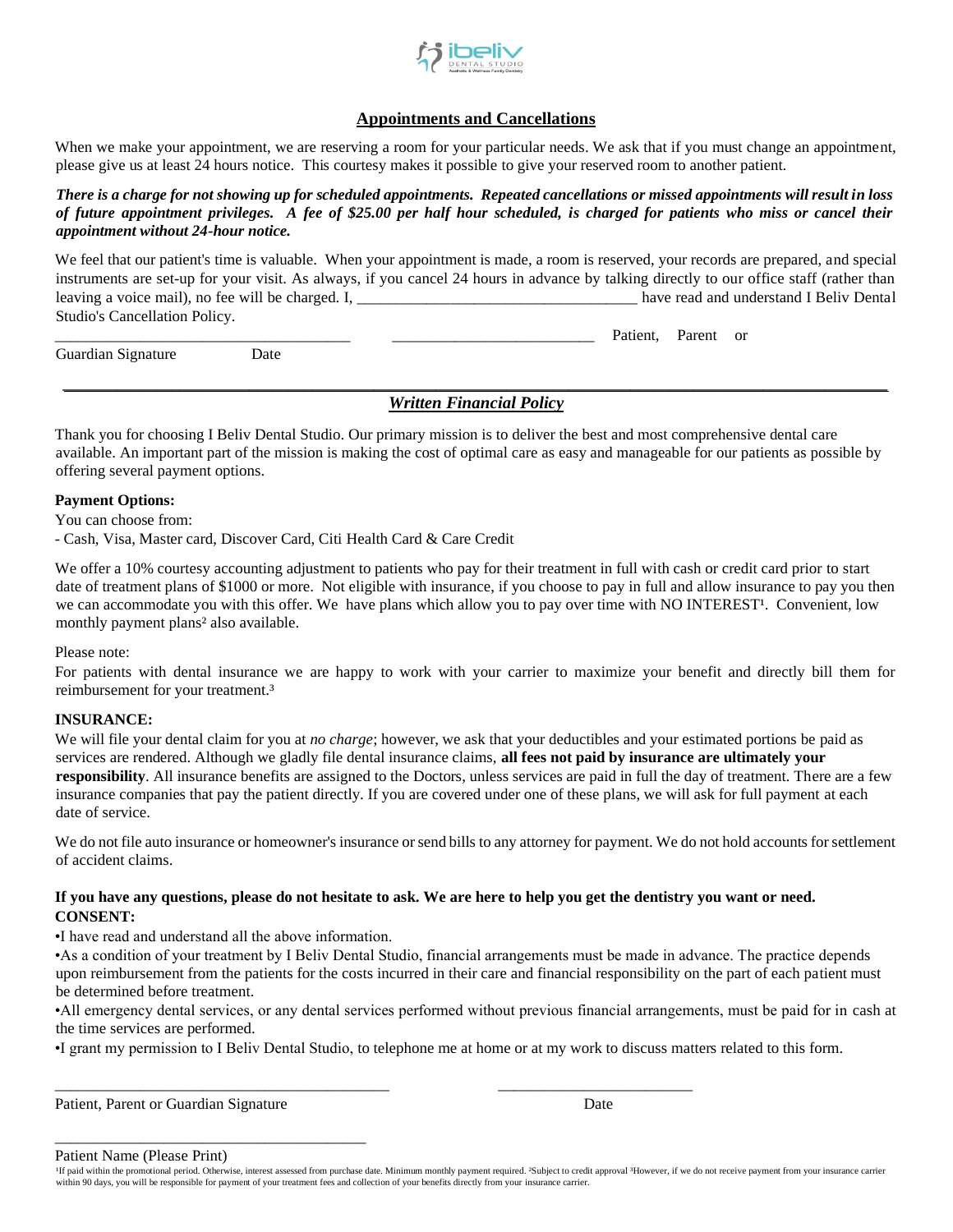## Appointments and Cancellations

When we make your appointment, we are reserving a room for your particular needs. We ask that if you must change an appointment, please give us at least 24 hours notice. This courtesy makes it possible to give your reserved room to another patient.

***There is a charge for not showing up for scheduled appointments. Repeated cancellations or missed appointments will result in loss of future appointment privileges. A fee of $25.00 per half hour scheduled, is charged for patients who miss or cancel their appointment without 24-hour notice.***

We feel that our patient's time is valuable. When your appointment is made, a room is reserved, your records are prepared, and special instruments are set-up for your visit. As always, if you cancel 24 hours in advance by talking directly to our office staff (rather than leaving a voice mail), no fee will be charged. I, ___________________________________ have read and understand I Beliv Dental Studio's Cancellation Policy.

_____________________________________ _________________________ Patient, Parent or Guardian Signature Date

---

## *Written Financial Policy*

Thank you for choosing I Beliv Dental Studio. Our primary mission is to deliver the best and most comprehensive dental care available. An important part of the mission is making the cost of optimal care as easy and manageable for our patients as possible by offering several payment options.

**Payment Options:**

You can choose from:

- Cash, Visa, Master card, Discover Card, Citi Health Card & Care Credit

We offer a 10% courtesy accounting adjustment to patients who pay for their treatment in full with cash or credit card prior to start date of treatment plans of $1000 or more. Not eligible with insurance, if you choose to pay in full and allow insurance to pay you then we can accommodate you with this offer. We have plans which allow you to pay over time with NO INTEREST[1]. Convenient, low monthly payment plans[2] also available.

Please note:

For patients with dental insurance we are happy to work with your carrier to maximize your benefit and directly bill them for reimbursement for your treatment.[3]

**INSURANCE:**

We will file your dental claim for you at *no charge*; however, we ask that your deductibles and your estimated portions be paid as services are rendered. Although we gladly file dental insurance claims, **all fees not paid by insurance are ultimately your responsibility**. All insurance benefits are assigned to the Doctors, unless services are paid in full the day of treatment. There are a few insurance companies that pay the patient directly. If you are covered under one of these plans, we will ask for full payment at each date of service.

We do not file auto insurance or homeowner's insurance or send bills to any attorney for payment. We do not hold accounts for settlement of accident claims.

**If you have any questions, please do not hesitate to ask. We are here to help you get the dentistry you want or need.**

**CONSENT:**

- I have read and understand all the above information.
- As a condition of your treatment by I Beliv Dental Studio, financial arrangements must be made in advance. The practice depends upon reimbursement from the patients for the costs incurred in their care and financial responsibility on the part of each patient must be determined before treatment.
- All emergency dental services, or any dental services performed without previous financial arrangements, must be paid for in cash at the time services are performed.
- I grant my permission to I Beliv Dental Studio, to telephone me at home or at my work to discuss matters related to this form.

__________________________________________ _________________________

Patient, Parent or Guardian Signature Date

_______________________________________

Patient Name (Please Print)

[1]If paid within the promotional period. Otherwise, interest assessed from purchase date. Minimum monthly payment required. [2]Subject to credit approval [3]However, if we do not receive payment from your insurance carrier within 90 days, you will be responsible for payment of your treatment fees and collection of your benefits directly from your insurance carrier.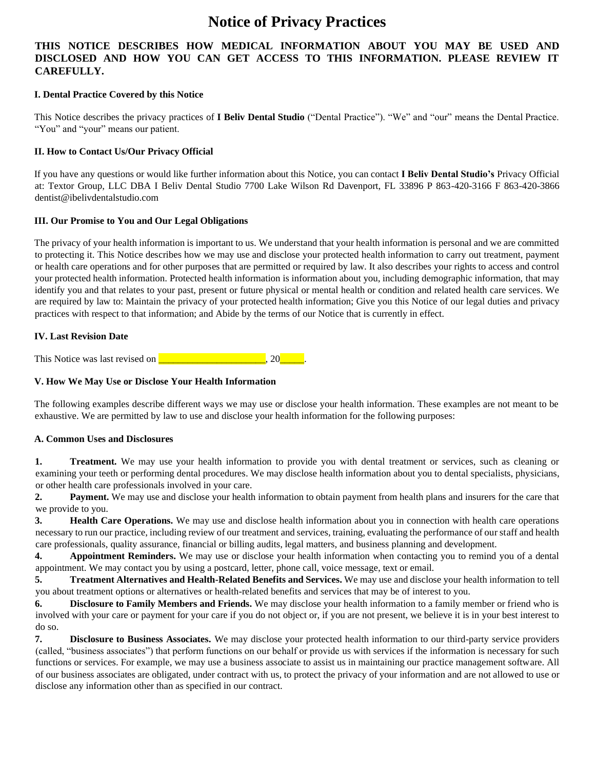# Notice of Privacy Practices

**THIS NOTICE DESCRIBES HOW MEDICAL INFORMATION ABOUT YOU MAY BE USED AND DISCLOSED AND HOW YOU CAN GET ACCESS TO THIS INFORMATION. PLEASE REVIEW IT CAREFULLY.**

### I. Dental Practice Covered by this Notice

This Notice describes the privacy practices of **I Beliv Dental Studio** ("Dental Practice"). "We" and "our" means the Dental Practice. "You" and "your" means our patient.

### II. How to Contact Us/Our Privacy Official

If you have any questions or would like further information about this Notice, you can contact **I Beliv Dental Studio's** Privacy Official at: Textor Group, LLC DBA I Beliv Dental Studio 7700 Lake Wilson Rd Davenport, FL 33896 P 863-420-3166 F 863-420-3866 dentist@ibelivdentalstudio.com

### III. Our Promise to You and Our Legal Obligations

The privacy of your health information is important to us. We understand that your health information is personal and we are committed to protecting it. This Notice describes how we may use and disclose your protected health information to carry out treatment, payment or health care operations and for other purposes that are permitted or required by law. It also describes your rights to access and control your protected health information. Protected health information is information about you, including demographic information, that may identify you and that relates to your past, present or future physical or mental health or condition and related health care services. We are required by law to: Maintain the privacy of your protected health information; Give you this Notice of our legal duties and privacy practices with respect to that information; and Abide by the terms of our Notice that is currently in effect.

### IV. Last Revision Date

This Notice was last revised on ______________________, 20_____.

### V. How We May Use or Disclose Your Health Information

The following examples describe different ways we may use or disclose your health information. These examples are not meant to be exhaustive. We are permitted by law to use and disclose your health information for the following purposes:

#### A. Common Uses and Disclosures

1. **Treatment.** We may use your health information to provide you with dental treatment or services, such as cleaning or examining your teeth or performing dental procedures. We may disclose health information about you to dental specialists, physicians, or other health care professionals involved in your care.
2. **Payment.** We may use and disclose your health information to obtain payment from health plans and insurers for the care that we provide to you.
3. **Health Care Operations.** We may use and disclose health information about you in connection with health care operations necessary to run our practice, including review of our treatment and services, training, evaluating the performance of our staff and health care professionals, quality assurance, financial or billing audits, legal matters, and business planning and development.
4. **Appointment Reminders.** We may use or disclose your health information when contacting you to remind you of a dental appointment. We may contact you by using a postcard, letter, phone call, voice message, text or email.
5. **Treatment Alternatives and Health-Related Benefits and Services.** We may use and disclose your health information to tell you about treatment options or alternatives or health-related benefits and services that may be of interest to you.
6. **Disclosure to Family Members and Friends.** We may disclose your health information to a family member or friend who is involved with your care or payment for your care if you do not object or, if you are not present, we believe it is in your best interest to do so.
7. **Disclosure to Business Associates.** We may disclose your protected health information to our third-party service providers (called, "business associates") that perform functions on our behalf or provide us with services if the information is necessary for such functions or services. For example, we may use a business associate to assist us in maintaining our practice management software. All of our business associates are obligated, under contract with us, to protect the privacy of your information and are not allowed to use or disclose any information other than as specified in our contract.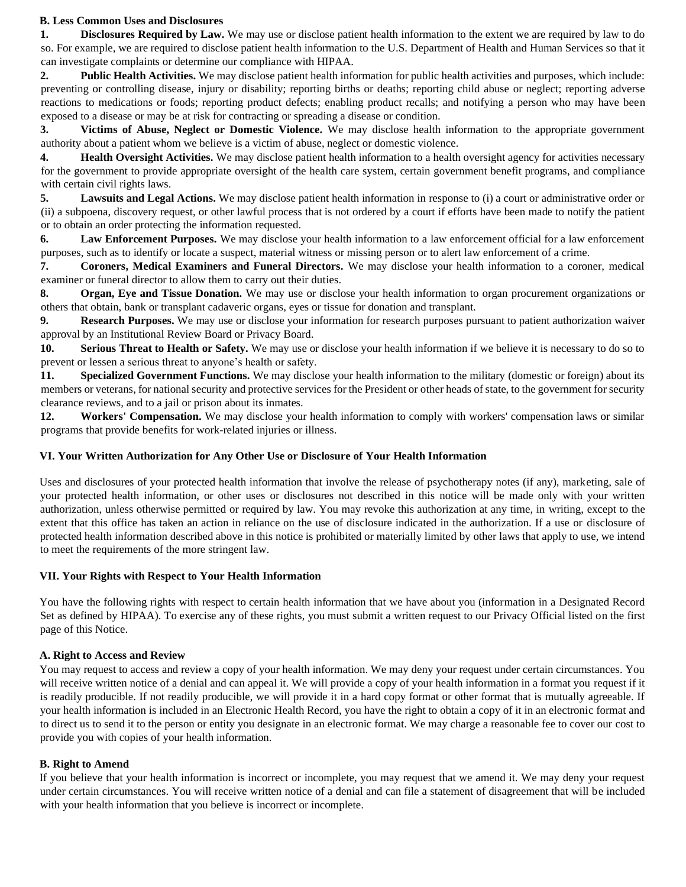### B. Less Common Uses and Disclosures

1. **Disclosures Required by Law.** We may use or disclose patient health information to the extent we are required by law to do so. For example, we are required to disclose patient health information to the U.S. Department of Health and Human Services so that it can investigate complaints or determine our compliance with HIPAA.
2. **Public Health Activities.** We may disclose patient health information for public health activities and purposes, which include: preventing or controlling disease, injury or disability; reporting births or deaths; reporting child abuse or neglect; reporting adverse reactions to medications or foods; reporting product defects; enabling product recalls; and notifying a person who may have been exposed to a disease or may be at risk for contracting or spreading a disease or condition.
3. **Victims of Abuse, Neglect or Domestic Violence.** We may disclose health information to the appropriate government authority about a patient whom we believe is a victim of abuse, neglect or domestic violence.
4. **Health Oversight Activities.** We may disclose patient health information to a health oversight agency for activities necessary for the government to provide appropriate oversight of the health care system, certain government benefit programs, and compliance with certain civil rights laws.
5. **Lawsuits and Legal Actions.** We may disclose patient health information in response to (i) a court or administrative order or (ii) a subpoena, discovery request, or other lawful process that is not ordered by a court if efforts have been made to notify the patient or to obtain an order protecting the information requested.
6. **Law Enforcement Purposes.** We may disclose your health information to a law enforcement official for a law enforcement purposes, such as to identify or locate a suspect, material witness or missing person or to alert law enforcement of a crime.
7. **Coroners, Medical Examiners and Funeral Directors.** We may disclose your health information to a coroner, medical examiner or funeral director to allow them to carry out their duties.
8. **Organ, Eye and Tissue Donation.** We may use or disclose your health information to organ procurement organizations or others that obtain, bank or transplant cadaveric organs, eyes or tissue for donation and transplant.
9. **Research Purposes.** We may use or disclose your information for research purposes pursuant to patient authorization waiver approval by an Institutional Review Board or Privacy Board.
10. **Serious Threat to Health or Safety.** We may use or disclose your health information if we believe it is necessary to do so to prevent or lessen a serious threat to anyone's health or safety.
11. **Specialized Government Functions.** We may disclose your health information to the military (domestic or foreign) about its members or veterans, for national security and protective services for the President or other heads of state, to the government for security clearance reviews, and to a jail or prison about its inmates.
12. **Workers' Compensation.** We may disclose your health information to comply with workers' compensation laws or similar programs that provide benefits for work-related injuries or illness.

## VI. Your Written Authorization for Any Other Use or Disclosure of Your Health Information

Uses and disclosures of your protected health information that involve the release of psychotherapy notes (if any), marketing, sale of your protected health information, or other uses or disclosures not described in this notice will be made only with your written authorization, unless otherwise permitted or required by law. You may revoke this authorization at any time, in writing, except to the extent that this office has taken an action in reliance on the use of disclosure indicated in the authorization. If a use or disclosure of protected health information described above in this notice is prohibited or materially limited by other laws that apply to use, we intend to meet the requirements of the more stringent law.

## VII. Your Rights with Respect to Your Health Information

You have the following rights with respect to certain health information that we have about you (information in a Designated Record Set as defined by HIPAA). To exercise any of these rights, you must submit a written request to our Privacy Official listed on the first page of this Notice.

### A. Right to Access and Review

You may request to access and review a copy of your health information. We may deny your request under certain circumstances. You will receive written notice of a denial and can appeal it. We will provide a copy of your health information in a format you request if it is readily producible. If not readily producible, we will provide it in a hard copy format or other format that is mutually agreeable. If your health information is included in an Electronic Health Record, you have the right to obtain a copy of it in an electronic format and to direct us to send it to the person or entity you designate in an electronic format. We may charge a reasonable fee to cover our cost to provide you with copies of your health information.

### B. Right to Amend

If you believe that your health information is incorrect or incomplete, you may request that we amend it. We may deny your request under certain circumstances. You will receive written notice of a denial and can file a statement of disagreement that will be included with your health information that you believe is incorrect or incomplete.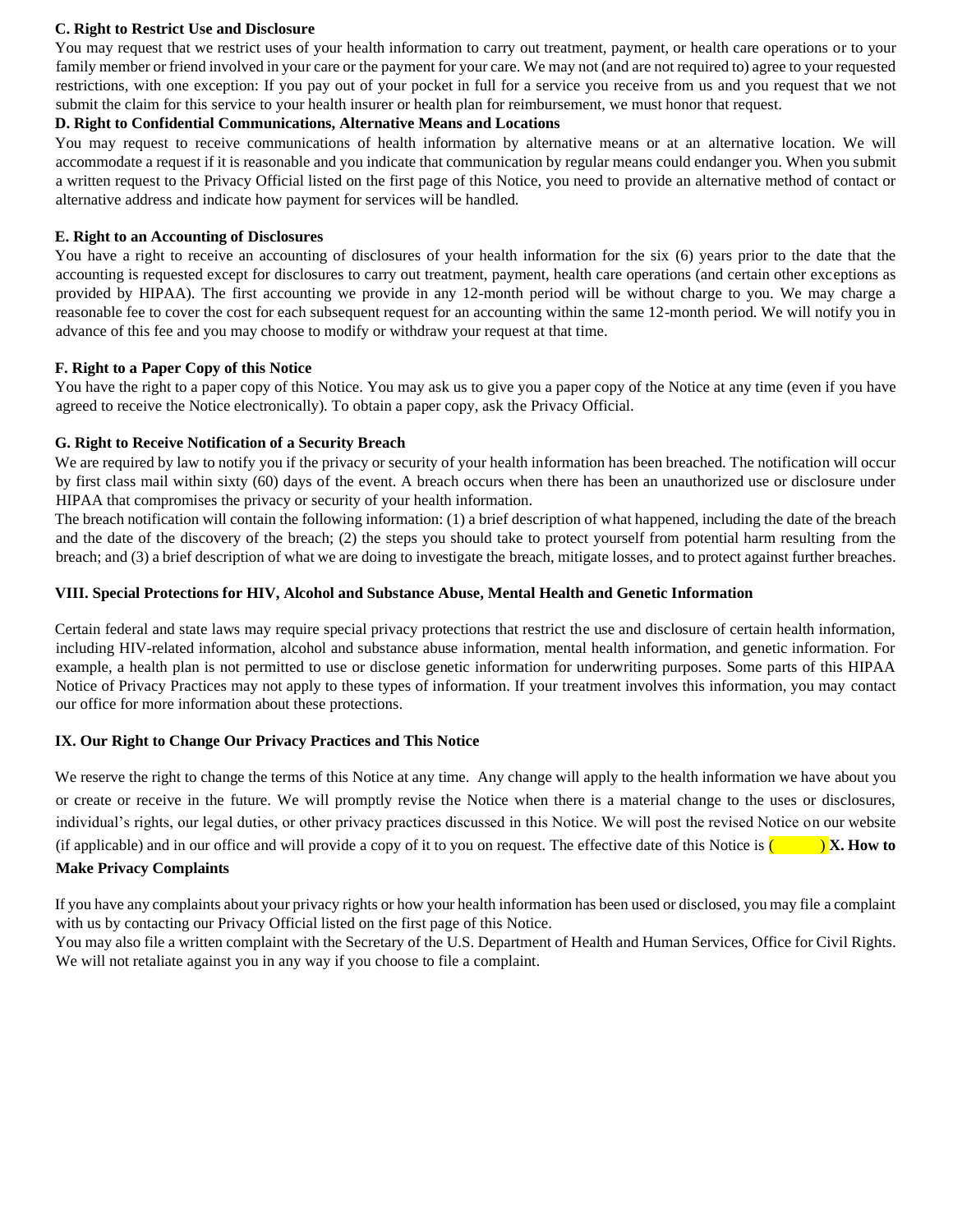### C. Right to Restrict Use and Disclosure

You may request that we restrict uses of your health information to carry out treatment, payment, or health care operations or to your family member or friend involved in your care or the payment for your care. We may not (and are not required to) agree to your requested restrictions, with one exception: If you pay out of your pocket in full for a service you receive from us and you request that we not submit the claim for this service to your health insurer or health plan for reimbursement, we must honor that request.

### D. Right to Confidential Communications, Alternative Means and Locations

You may request to receive communications of health information by alternative means or at an alternative location. We will accommodate a request if it is reasonable and you indicate that communication by regular means could endanger you. When you submit a written request to the Privacy Official listed on the first page of this Notice, you need to provide an alternative method of contact or alternative address and indicate how payment for services will be handled.

### E. Right to an Accounting of Disclosures

You have a right to receive an accounting of disclosures of your health information for the six (6) years prior to the date that the accounting is requested except for disclosures to carry out treatment, payment, health care operations (and certain other exceptions as provided by HIPAA). The first accounting we provide in any 12-month period will be without charge to you. We may charge a reasonable fee to cover the cost for each subsequent request for an accounting within the same 12-month period. We will notify you in advance of this fee and you may choose to modify or withdraw your request at that time.

### F. Right to a Paper Copy of this Notice

You have the right to a paper copy of this Notice. You may ask us to give you a paper copy of the Notice at any time (even if you have agreed to receive the Notice electronically). To obtain a paper copy, ask the Privacy Official.

### G. Right to Receive Notification of a Security Breach

We are required by law to notify you if the privacy or security of your health information has been breached. The notification will occur by first class mail within sixty (60) days of the event. A breach occurs when there has been an unauthorized use or disclosure under HIPAA that compromises the privacy or security of your health information.

The breach notification will contain the following information: (1) a brief description of what happened, including the date of the breach and the date of the discovery of the breach; (2) the steps you should take to protect yourself from potential harm resulting from the breach; and (3) a brief description of what we are doing to investigate the breach, mitigate losses, and to protect against further breaches.

## VIII. Special Protections for HIV, Alcohol and Substance Abuse, Mental Health and Genetic Information

Certain federal and state laws may require special privacy protections that restrict the use and disclosure of certain health information, including HIV-related information, alcohol and substance abuse information, mental health information, and genetic information. For example, a health plan is not permitted to use or disclose genetic information for underwriting purposes. Some parts of this HIPAA Notice of Privacy Practices may not apply to these types of information. If your treatment involves this information, you may contact our office for more information about these protections.

## IX. Our Right to Change Our Privacy Practices and This Notice

We reserve the right to change the terms of this Notice at any time. Any change will apply to the health information we have about you or create or receive in the future. We will promptly revise the Notice when there is a material change to the uses or disclosures, individual's rights, our legal duties, or other privacy practices discussed in this Notice. We will post the revised Notice on our website (if applicable) and in our office and will provide a copy of it to you on request. The effective date of this Notice is (          )

## X. How to Make Privacy Complaints

If you have any complaints about your privacy rights or how your health information has been used or disclosed, you may file a complaint with us by contacting our Privacy Official listed on the first page of this Notice.

You may also file a written complaint with the Secretary of the U.S. Department of Health and Human Services, Office for Civil Rights. We will not retaliate against you in any way if you choose to file a complaint.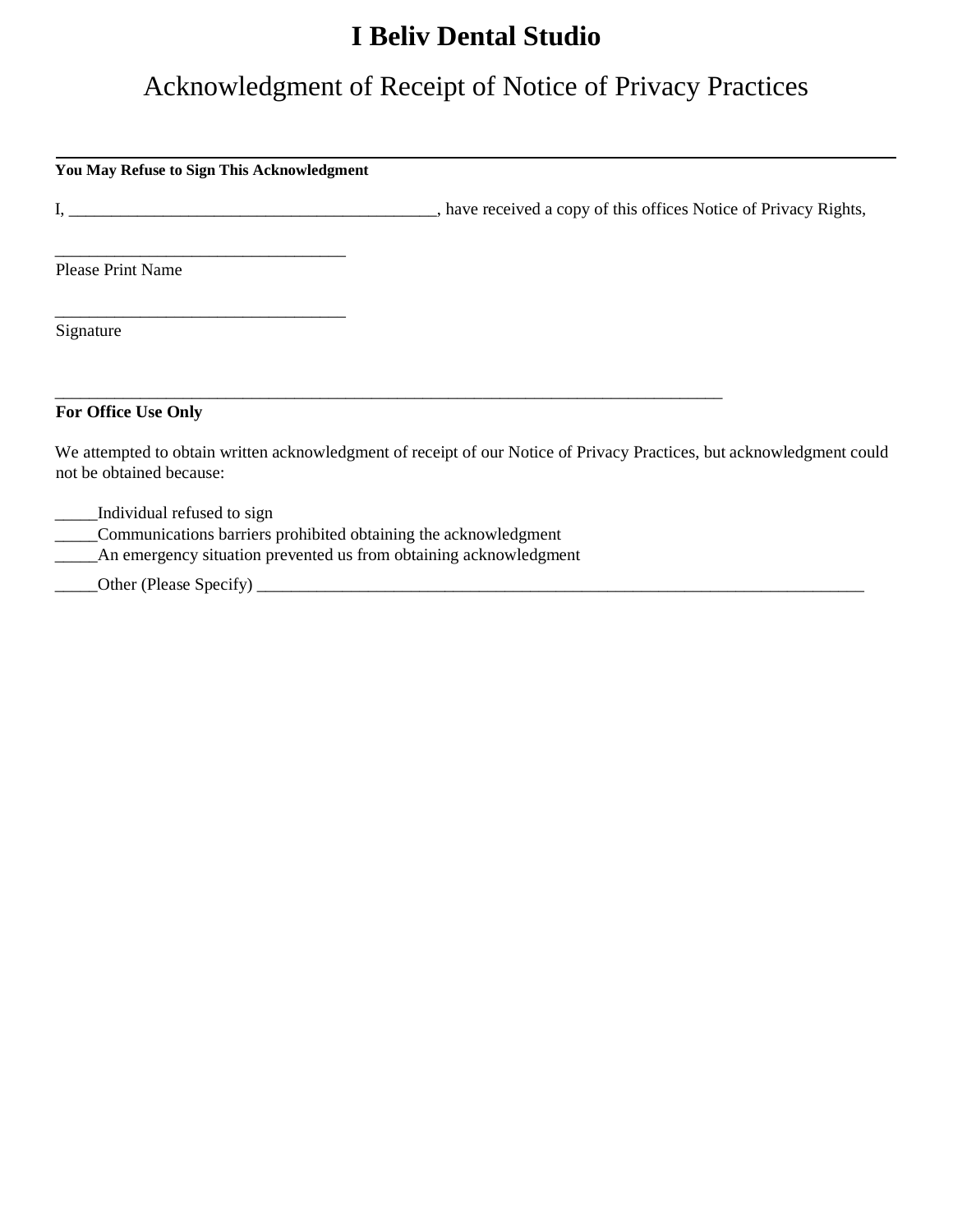# I Beliv Dental Studio

## Acknowledgment of Receipt of Notice of Privacy Practices

---

**You May Refuse to Sign This Acknowledgment**

I, ____________________________________________, have received a copy of this offices Notice of Privacy Rights,

__________________________________
Please Print Name

__________________________________
Signature

________________________________________________________________________________

**For Office Use Only**

We attempted to obtain written acknowledgment of receipt of our Notice of Privacy Practices, but acknowledgment could not be obtained because:

_____Individual refused to sign
_____Communications barriers prohibited obtaining the acknowledgment
_____An emergency situation prevented us from obtaining acknowledgment

_____Other (Please Specify) ____________________________________________________________________________